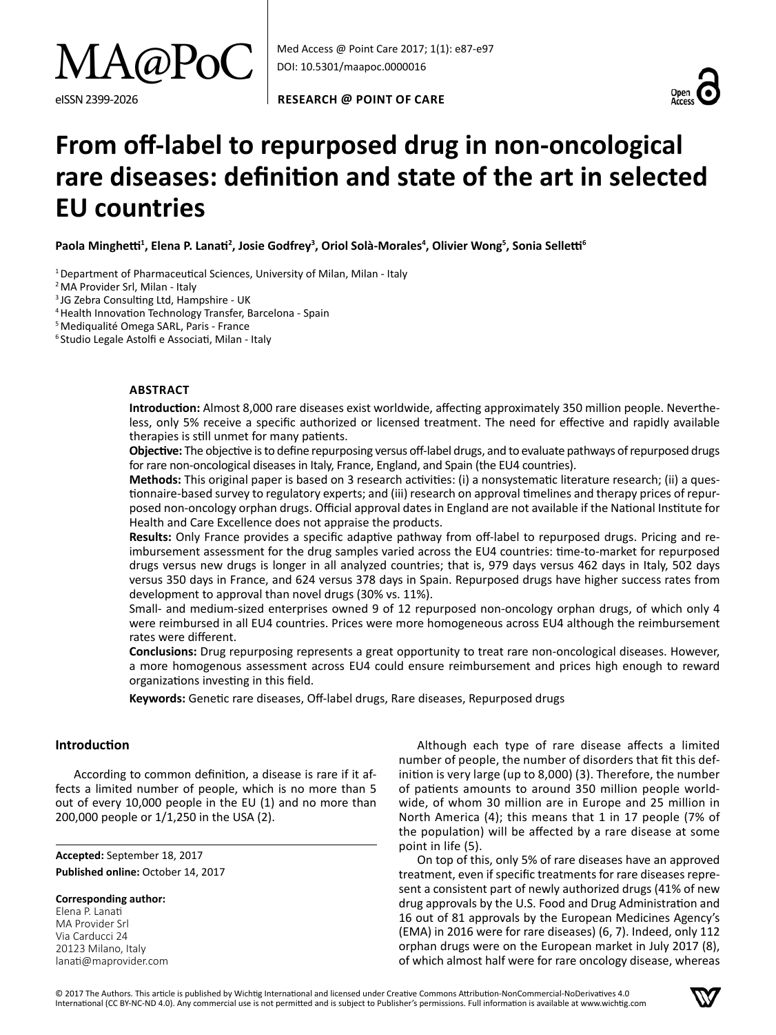# From off-label to repurposed drug in non-oncological rare diseases: definition and state of the art in selected EU countries

**Paola Minghetti[1], Elena P. Lanati[2], Josie Godfrey[3], Oriol Solà-Morales[4], Olivier Wong[5], Sonia Selletti[6]**

[1] Department of Pharmaceutical Sciences, University of Milan, Milan - Italy
[2] MA Provider Srl, Milan - Italy
[3] JG Zebra Consulting Ltd, Hampshire - UK
[4] Health Innovation Technology Transfer, Barcelona - Spain
[5] Mediqualité Omega SARL, Paris - France
[6] Studio Legale Astolfi e Associati, Milan - Italy

## ABSTRACT

**Introduction:** Almost 8,000 rare diseases exist worldwide, affecting approximately 350 million people. Nevertheless, only 5% receive a specific authorized or licensed treatment. The need for effective and rapidly available therapies is still unmet for many patients.

**Objective:** The objective is to define repurposing versus off-label drugs, and to evaluate pathways of repurposed drugs for rare non-oncological diseases in Italy, France, England, and Spain (the EU4 countries).

**Methods:** This original paper is based on 3 research activities: (i) a nonsystematic literature research; (ii) a questionnaire-based survey to regulatory experts; and (iii) research on approval timelines and therapy prices of repurposed non-oncology orphan drugs. Official approval dates in England are not available if the National Institute for Health and Care Excellence does not appraise the products.

**Results:** Only France provides a specific adaptive pathway from off-label to repurposed drugs. Pricing and reimbursement assessment for the drug samples varied across the EU4 countries: time-to-market for repurposed drugs versus new drugs is longer in all analyzed countries; that is, 979 days versus 462 days in Italy, 502 days versus 350 days in France, and 624 versus 378 days in Spain. Repurposed drugs have higher success rates from development to approval than novel drugs (30% vs. 11%).

Small- and medium-sized enterprises owned 9 of 12 repurposed non-oncology orphan drugs, of which only 4 were reimbursed in all EU4 countries. Prices were more homogeneous across EU4 although the reimbursement rates were different.

**Conclusions:** Drug repurposing represents a great opportunity to treat rare non-oncological diseases. However, a more homogenous assessment across EU4 could ensure reimbursement and prices high enough to reward organizations investing in this field.

**Keywords:** Genetic rare diseases, Off-label drugs, Rare diseases, Repurposed drugs

## Introduction

According to common definition, a disease is rare if it affects a limited number of people, which is no more than 5 out of every 10,000 people in the EU (1) and no more than 200,000 people or 1/1,250 in the USA (2).

Although each type of rare disease affects a limited number of people, the number of disorders that fit this definition is very large (up to 8,000) (3). Therefore, the number of patients amounts to around 350 million people worldwide, of whom 30 million are in Europe and 25 million in North America (4); this means that 1 in 17 people (7% of the population) will be affected by a rare disease at some point in life (5).

On top of this, only 5% of rare diseases have an approved treatment, even if specific treatments for rare diseases represent a consistent part of newly authorized drugs (41% of new drug approvals by the U.S. Food and Drug Administration and 16 out of 81 approvals by the European Medicines Agency's (EMA) in 2016 were for rare diseases) (6, 7). Indeed, only 112 orphan drugs were on the European market in July 2017 (8), of which almost half were for rare oncology disease, whereas

**Accepted:** September 18, 2017
**Published online:** October 14, 2017

**Corresponding author:**
Elena P. Lanati
MA Provider Srl
Via Carducci 24
20123 Milano, Italy
lanati@maprovider.com

© 2017 The Authors. This article is published by Wichtig International and licensed under Creative Commons Attribution-NonCommercial-NoDerivatives 4.0 International (CC BY-NC-ND 4.0). Any commercial use is not permitted and is subject to Publisher's permissions. Full information is available at www.wichtig.com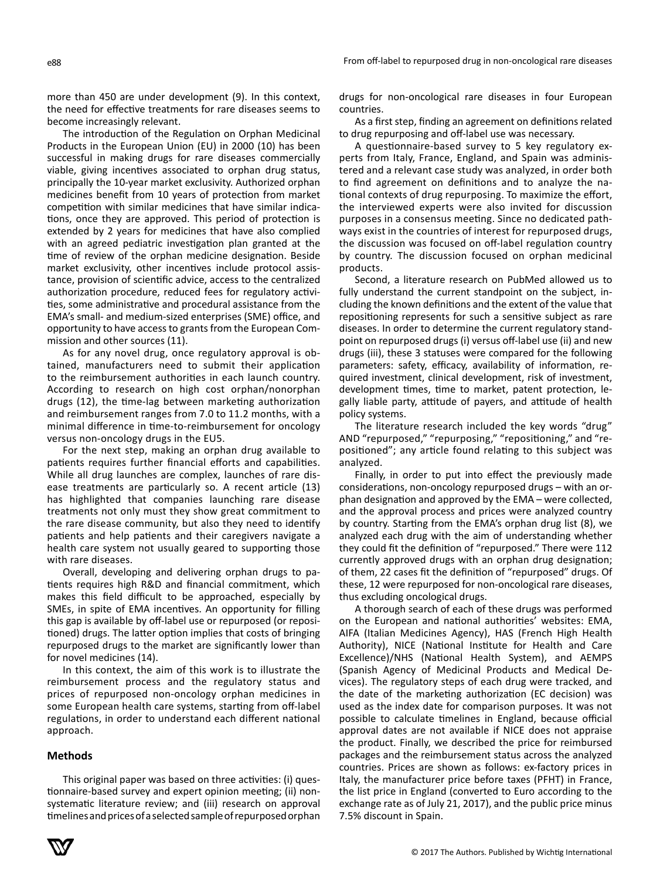more than 450 are under development (9). In this context, the need for effective treatments for rare diseases seems to become increasingly relevant.

The introduction of the Regulation on Orphan Medicinal Products in the European Union (EU) in 2000 (10) has been successful in making drugs for rare diseases commercially viable, giving incentives associated to orphan drug status, principally the 10-year market exclusivity. Authorized orphan medicines benefit from 10 years of protection from market competition with similar medicines that have similar indications, once they are approved. This period of protection is extended by 2 years for medicines that have also complied with an agreed pediatric investigation plan granted at the time of review of the orphan medicine designation. Beside market exclusivity, other incentives include protocol assistance, provision of scientific advice, access to the centralized authorization procedure, reduced fees for regulatory activities, some administrative and procedural assistance from the EMA's small- and medium-sized enterprises (SME) office, and opportunity to have access to grants from the European Commission and other sources (11).

As for any novel drug, once regulatory approval is obtained, manufacturers need to submit their application to the reimbursement authorities in each launch country. According to research on high cost orphan/nonorphan drugs (12), the time-lag between marketing authorization and reimbursement ranges from 7.0 to 11.2 months, with a minimal difference in time-to-reimbursement for oncology versus non-oncology drugs in the EU5.

For the next step, making an orphan drug available to patients requires further financial efforts and capabilities. While all drug launches are complex, launches of rare disease treatments are particularly so. A recent article (13) has highlighted that companies launching rare disease treatments not only must they show great commitment to the rare disease community, but also they need to identify patients and help patients and their caregivers navigate a health care system not usually geared to supporting those with rare diseases.

Overall, developing and delivering orphan drugs to patients requires high R&D and financial commitment, which makes this field difficult to be approached, especially by SMEs, in spite of EMA incentives. An opportunity for filling this gap is available by off-label use or repurposed (or repositioned) drugs. The latter option implies that costs of bringing repurposed drugs to the market are significantly lower than for novel medicines (14).

In this context, the aim of this work is to illustrate the reimbursement process and the regulatory status and prices of repurposed non-oncology orphan medicines in some European health care systems, starting from off-label regulations, in order to understand each different national approach.

## Methods

This original paper was based on three activities: (i) questionnaire-based survey and expert opinion meeting; (ii) nonsystematic literature review; and (iii) research on approval timelines and prices of a selected sample of repurposed orphan drugs for non-oncological rare diseases in four European countries.

As a first step, finding an agreement on definitions related to drug repurposing and off-label use was necessary.

A questionnaire-based survey to 5 key regulatory experts from Italy, France, England, and Spain was administered and a relevant case study was analyzed, in order both to find agreement on definitions and to analyze the national contexts of drug repurposing. To maximize the effort, the interviewed experts were also invited for discussion purposes in a consensus meeting. Since no dedicated pathways exist in the countries of interest for repurposed drugs, the discussion was focused on off-label regulation country by country. The discussion focused on orphan medicinal products.

Second, a literature research on PubMed allowed us to fully understand the current standpoint on the subject, including the known definitions and the extent of the value that repositioning represents for such a sensitive subject as rare diseases. In order to determine the current regulatory standpoint on repurposed drugs (i) versus off-label use (ii) and new drugs (iii), these 3 statuses were compared for the following parameters: safety, efficacy, availability of information, required investment, clinical development, risk of investment, development times, time to market, patent protection, legally liable party, attitude of payers, and attitude of health policy systems.

The literature research included the key words "drug" AND "repurposed," "repurposing," "repositioning," and "repositioned"; any article found relating to this subject was analyzed.

Finally, in order to put into effect the previously made considerations, non-oncology repurposed drugs – with an orphan designation and approved by the EMA – were collected, and the approval process and prices were analyzed country by country. Starting from the EMA's orphan drug list (8), we analyzed each drug with the aim of understanding whether they could fit the definition of "repurposed." There were 112 currently approved drugs with an orphan drug designation; of them, 22 cases fit the definition of "repurposed" drugs. Of these, 12 were repurposed for non-oncological rare diseases, thus excluding oncological drugs.

A thorough search of each of these drugs was performed on the European and national authorities' websites: EMA, AIFA (Italian Medicines Agency), HAS (French High Health Authority), NICE (National Institute for Health and Care Excellence)/NHS (National Health System), and AEMPS (Spanish Agency of Medicinal Products and Medical Devices). The regulatory steps of each drug were tracked, and the date of the marketing authorization (EC decision) was used as the index date for comparison purposes. It was not possible to calculate timelines in England, because official approval dates are not available if NICE does not appraise the product. Finally, we described the price for reimbursed packages and the reimbursement status across the analyzed countries. Prices are shown as follows: ex-factory prices in Italy, the manufacturer price before taxes (PFHT) in France, the list price in England (converted to Euro according to the exchange rate as of July 21, 2017), and the public price minus 7.5% discount in Spain.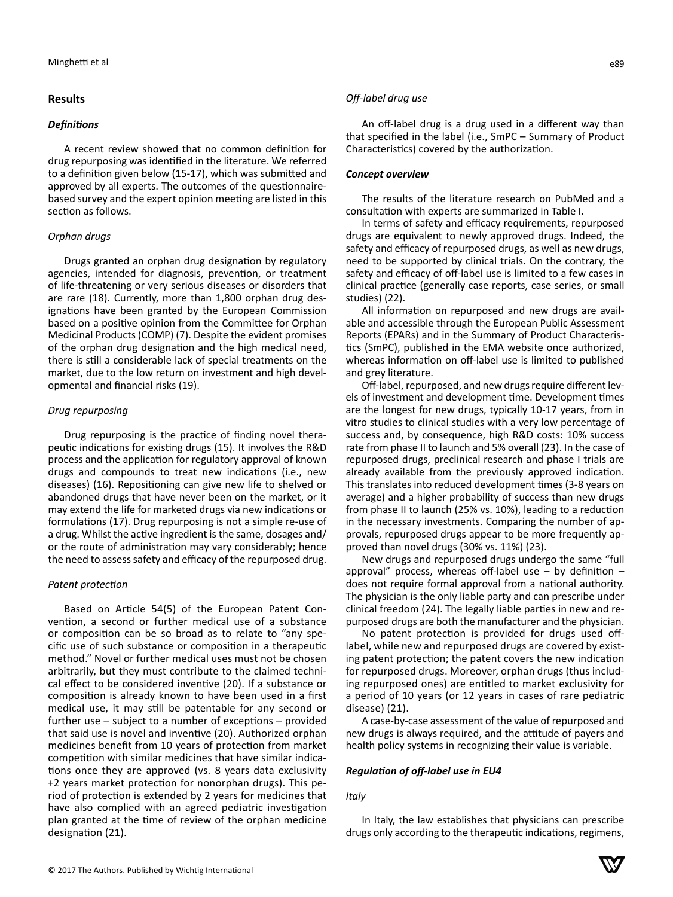## Results

### *Definitions*

A recent review showed that no common definition for drug repurposing was identified in the literature. We referred to a definition given below (15-17), which was submitted and approved by all experts. The outcomes of the questionnaire-based survey and the expert opinion meeting are listed in this section as follows.

#### *Orphan drugs*

Drugs granted an orphan drug designation by regulatory agencies, intended for diagnosis, prevention, or treatment of life-threatening or very serious diseases or disorders that are rare (18). Currently, more than 1,800 orphan drug designations have been granted by the European Commission based on a positive opinion from the Committee for Orphan Medicinal Products (COMP) (7). Despite the evident promises of the orphan drug designation and the high medical need, there is still a considerable lack of special treatments on the market, due to the low return on investment and high developmental and financial risks (19).

#### *Drug repurposing*

Drug repurposing is the practice of finding novel therapeutic indications for existing drugs (15). It involves the R&D process and the application for regulatory approval of known drugs and compounds to treat new indications (i.e., new diseases) (16). Repositioning can give new life to shelved or abandoned drugs that have never been on the market, or it may extend the life for marketed drugs via new indications or formulations (17). Drug repurposing is not a simple re-use of a drug. Whilst the active ingredient is the same, dosages and/or the route of administration may vary considerably; hence the need to assess safety and efficacy of the repurposed drug.

#### *Patent protection*

Based on Article 54(5) of the European Patent Convention, a second or further medical use of a substance or composition can be so broad as to relate to "any specific use of such substance or composition in a therapeutic method." Novel or further medical uses must not be chosen arbitrarily, but they must contribute to the claimed technical effect to be considered inventive (20). If a substance or composition is already known to have been used in a first medical use, it may still be patentable for any second or further use – subject to a number of exceptions – provided that said use is novel and inventive (20). Authorized orphan medicines benefit from 10 years of protection from market competition with similar medicines that have similar indications once they are approved (vs. 8 years data exclusivity +2 years market protection for nonorphan drugs). This period of protection is extended by 2 years for medicines that have also complied with an agreed pediatric investigation plan granted at the time of review of the orphan medicine designation (21).

#### *Off-label drug use*

An off-label drug is a drug used in a different way than that specified in the label (i.e., SmPC – Summary of Product Characteristics) covered by the authorization.

### *Concept overview*

The results of the literature research on PubMed and a consultation with experts are summarized in Table I.

In terms of safety and efficacy requirements, repurposed drugs are equivalent to newly approved drugs. Indeed, the safety and efficacy of repurposed drugs, as well as new drugs, need to be supported by clinical trials. On the contrary, the safety and efficacy of off-label use is limited to a few cases in clinical practice (generally case reports, case series, or small studies) (22).

All information on repurposed and new drugs are available and accessible through the European Public Assessment Reports (EPARs) and in the Summary of Product Characteristics (SmPC), published in the EMA website once authorized, whereas information on off-label use is limited to published and grey literature.

Off-label, repurposed, and new drugs require different levels of investment and development time. Development times are the longest for new drugs, typically 10-17 years, from in vitro studies to clinical studies with a very low percentage of success and, by consequence, high R&D costs: 10% success rate from phase II to launch and 5% overall (23). In the case of repurposed drugs, preclinical research and phase I trials are already available from the previously approved indication. This translates into reduced development times (3-8 years on average) and a higher probability of success than new drugs from phase II to launch (25% vs. 10%), leading to a reduction in the necessary investments. Comparing the number of approvals, repurposed drugs appear to be more frequently approved than novel drugs (30% vs. 11%) (23).

New drugs and repurposed drugs undergo the same "full approval" process, whereas off-label use – by definition – does not require formal approval from a national authority. The physician is the only liable party and can prescribe under clinical freedom (24). The legally liable parties in new and repurposed drugs are both the manufacturer and the physician.

No patent protection is provided for drugs used off-label, while new and repurposed drugs are covered by existing patent protection; the patent covers the new indication for repurposed drugs. Moreover, orphan drugs (thus including repurposed ones) are entitled to market exclusivity for a period of 10 years (or 12 years in cases of rare pediatric disease) (21).

A case-by-case assessment of the value of repurposed and new drugs is always required, and the attitude of payers and health policy systems in recognizing their value is variable.

### *Regulation of off-label use in EU4*

#### *Italy*

In Italy, the law establishes that physicians can prescribe drugs only according to the therapeutic indications, regimens,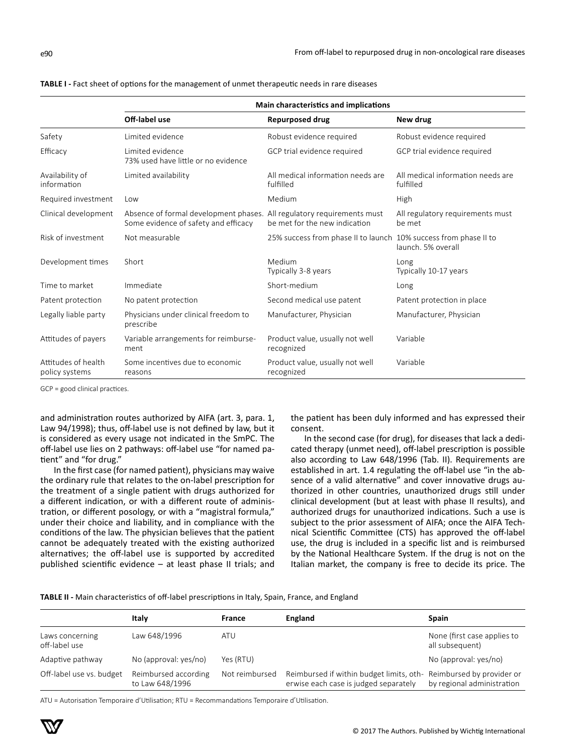**TABLE I -** Fact sheet of options for the management of unmet therapeutic needs in rare diseases

| | Main characteristics and implications | | |
|---|---|---|---|
| | **Off-label use** | **Repurposed drug** | **New drug** |
| Safety | Limited evidence | Robust evidence required | Robust evidence required |
| Efficacy | Limited evidence<br>73% used have little or no evidence | GCP trial evidence required | GCP trial evidence required |
| Availability of information | Limited availability | All medical information needs are fulfilled | All medical information needs are fulfilled |
| Required investment | Low | Medium | High |
| Clinical development | Absence of formal development phases. Some evidence of safety and efficacy | All regulatory requirements must be met for the new indication | All regulatory requirements must be met |
| Risk of investment | Not measurable | 25% success from phase II to launch | 10% success from phase II to launch. 5% overall |
| Development times | Short | Medium<br>Typically 3-8 years | Long<br>Typically 10-17 years |
| Time to market | Immediate | Short-medium | Long |
| Patent protection | No patent protection | Second medical use patent | Patent protection in place |
| Legally liable party | Physicians under clinical freedom to prescribe | Manufacturer, Physician | Manufacturer, Physician |
| Attitudes of payers | Variable arrangements for reimbursement | Product value, usually not well recognized | Variable |
| Attitudes of health policy systems | Some incentives due to economic reasons | Product value, usually not well recognized | Variable |

GCP = good clinical practices.

and administration routes authorized by AIFA (art. 3, para. 1, Law 94/1998); thus, off-label use is not defined by law, but it is considered as every usage not indicated in the SmPC. The off-label use lies on 2 pathways: off-label use "for named patient" and "for drug."

In the first case (for named patient), physicians may waive the ordinary rule that relates to the on-label prescription for the treatment of a single patient with drugs authorized for a different indication, or with a different route of administration, or different posology, or with a "magistral formula," under their choice and liability, and in compliance with the conditions of the law. The physician believes that the patient cannot be adequately treated with the existing authorized alternatives; the off-label use is supported by accredited published scientific evidence – at least phase II trials; and the patient has been duly informed and has expressed their consent.

In the second case (for drug), for diseases that lack a dedicated therapy (unmet need), off-label prescription is possible also according to Law 648/1996 (Tab. II). Requirements are established in art. 1.4 regulating the off-label use "in the absence of a valid alternative" and cover innovative drugs authorized in other countries, unauthorized drugs still under clinical development (but at least with phase II results), and authorized drugs for unauthorized indications. Such a use is subject to the prior assessment of AIFA; once the AIFA Technical Scientific Committee (CTS) has approved the off-label use, the drug is included in a specific list and is reimbursed by the National Healthcare System. If the drug is not on the Italian market, the company is free to decide its price. The

**TABLE II -** Main characteristics of off-label prescriptions in Italy, Spain, France, and England

| | Italy | France | England | Spain |
|---|---|---|---|---|
| Laws concerning off-label use | Law 648/1996 | ATU | | None (first case applies to all subsequent) |
| Adaptive pathway | No (approval: yes/no) | Yes (RTU) | | No (approval: yes/no) |
| Off-label use vs. budget | Reimbursed according to Law 648/1996 | Not reimbursed | Reimbursed if within budget limits, otherwise each case is judged separately | Reimbursed by provider or by regional administration |

ATU = Autorisation Temporaire d'Utilisation; RTU = Recommandations Temporaire d'Utilisation.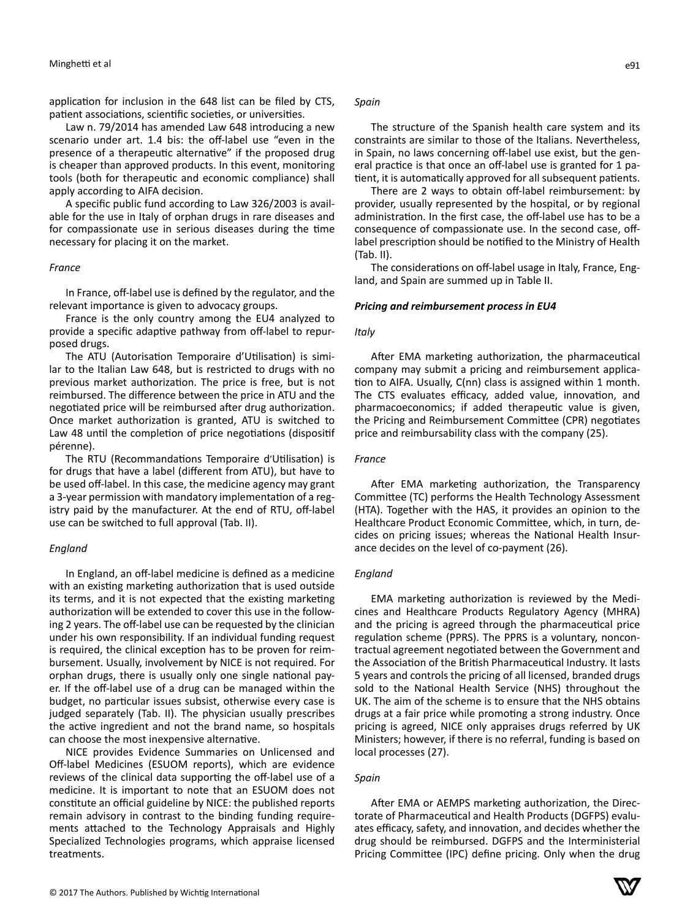application for inclusion in the 648 list can be filed by CTS, patient associations, scientific societies, or universities.

Law n. 79/2014 has amended Law 648 introducing a new scenario under art. 1.4 bis: the off-label use "even in the presence of a therapeutic alternative" if the proposed drug is cheaper than approved products. In this event, monitoring tools (both for therapeutic and economic compliance) shall apply according to AIFA decision.

A specific public fund according to Law 326/2003 is available for the use in Italy of orphan drugs in rare diseases and for compassionate use in serious diseases during the time necessary for placing it on the market.

*France*

In France, off-label use is defined by the regulator, and the relevant importance is given to advocacy groups.

France is the only country among the EU4 analyzed to provide a specific adaptive pathway from off-label to repurposed drugs.

The ATU (Autorisation Temporaire d'Utilisation) is similar to the Italian Law 648, but is restricted to drugs with no previous market authorization. The price is free, but is not reimbursed. The difference between the price in ATU and the negotiated price will be reimbursed after drug authorization. Once market authorization is granted, ATU is switched to Law 48 until the completion of price negotiations (dispositif pérenne).

The RTU (Recommandations Temporaire d'Utilisation) is for drugs that have a label (different from ATU), but have to be used off-label. In this case, the medicine agency may grant a 3-year permission with mandatory implementation of a registry paid by the manufacturer. At the end of RTU, off-label use can be switched to full approval (Tab. II).

*England*

In England, an off-label medicine is defined as a medicine with an existing marketing authorization that is used outside its terms, and it is not expected that the existing marketing authorization will be extended to cover this use in the following 2 years. The off-label use can be requested by the clinician under his own responsibility. If an individual funding request is required, the clinical exception has to be proven for reimbursement. Usually, involvement by NICE is not required. For orphan drugs, there is usually only one single national payer. If the off-label use of a drug can be managed within the budget, no particular issues subsist, otherwise every case is judged separately (Tab. II). The physician usually prescribes the active ingredient and not the brand name, so hospitals can choose the most inexpensive alternative.

NICE provides Evidence Summaries on Unlicensed and Off-label Medicines (ESUOM reports), which are evidence reviews of the clinical data supporting the off-label use of a medicine. It is important to note that an ESUOM does not constitute an official guideline by NICE: the published reports remain advisory in contrast to the binding funding requirements attached to the Technology Appraisals and Highly Specialized Technologies programs, which appraise licensed treatments.

*Spain*

The structure of the Spanish health care system and its constraints are similar to those of the Italians. Nevertheless, in Spain, no laws concerning off-label use exist, but the general practice is that once an off-label use is granted for 1 patient, it is automatically approved for all subsequent patients.

There are 2 ways to obtain off-label reimbursement: by provider, usually represented by the hospital, or by regional administration. In the first case, the off-label use has to be a consequence of compassionate use. In the second case, off-label prescription should be notified to the Ministry of Health (Tab. II).

The considerations on off-label usage in Italy, France, England, and Spain are summed up in Table II.

***Pricing and reimbursement process in EU4***

*Italy*

After EMA marketing authorization, the pharmaceutical company may submit a pricing and reimbursement application to AIFA. Usually, C(nn) class is assigned within 1 month. The CTS evaluates efficacy, added value, innovation, and pharmacoeconomics; if added therapeutic value is given, the Pricing and Reimbursement Committee (CPR) negotiates price and reimbursability class with the company (25).

*France*

After EMA marketing authorization, the Transparency Committee (TC) performs the Health Technology Assessment (HTA). Together with the HAS, it provides an opinion to the Healthcare Product Economic Committee, which, in turn, decides on pricing issues; whereas the National Health Insurance decides on the level of co-payment (26).

*England*

EMA marketing authorization is reviewed by the Medicines and Healthcare Products Regulatory Agency (MHRA) and the pricing is agreed through the pharmaceutical price regulation scheme (PPRS). The PPRS is a voluntary, noncontractual agreement negotiated between the Government and the Association of the British Pharmaceutical Industry. It lasts 5 years and controls the pricing of all licensed, branded drugs sold to the National Health Service (NHS) throughout the UK. The aim of the scheme is to ensure that the NHS obtains drugs at a fair price while promoting a strong industry. Once pricing is agreed, NICE only appraises drugs referred by UK Ministers; however, if there is no referral, funding is based on local processes (27).

*Spain*

After EMA or AEMPS marketing authorization, the Directorate of Pharmaceutical and Health Products (DGFPS) evaluates efficacy, safety, and innovation, and decides whether the drug should be reimbursed. DGFPS and the Interministerial Pricing Committee (IPC) define pricing. Only when the drug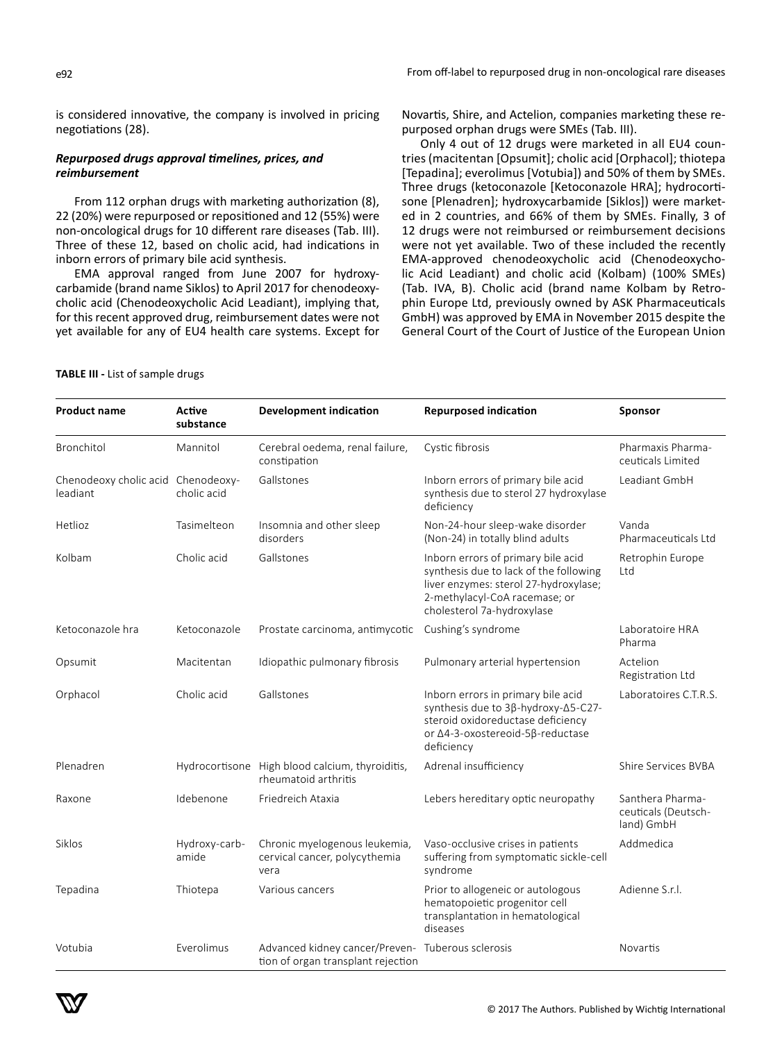is considered innovative, the company is involved in pricing negotiations (28).

### *Repurposed drugs approval timelines, prices, and reimbursement*

From 112 orphan drugs with marketing authorization (8), 22 (20%) were repurposed or repositioned and 12 (55%) were non-oncological drugs for 10 different rare diseases (Tab. III). Three of these 12, based on cholic acid, had indications in inborn errors of primary bile acid synthesis.

EMA approval ranged from June 2007 for hydroxycarbamide (brand name Siklos) to April 2017 for chenodeoxycholic acid (Chenodeoxycholic Acid Leadiant), implying that, for this recent approved drug, reimbursement dates were not yet available for any of EU4 health care systems. Except for Novartis, Shire, and Actelion, companies marketing these repurposed orphan drugs were SMEs (Tab. III).

Only 4 out of 12 drugs were marketed in all EU4 countries (macitentan [Opsumit]; cholic acid [Orphacol]; thiotepa [Tepadina]; everolimus [Votubia]) and 50% of them by SMEs. Three drugs (ketoconazole [Ketoconazole HRA]; hydrocortisone [Plenadren]; hydroxycarbamide [Siklos]) were marketed in 2 countries, and 66% of them by SMEs. Finally, 3 of 12 drugs were not reimbursed or reimbursement decisions were not yet available. Two of these included the recently EMA-approved chenodeoxycholic acid (Chenodeoxycholic Acid Leadiant) and cholic acid (Kolbam) (100% SMEs) (Tab. IVA, B). Cholic acid (brand name Kolbam by Retrophin Europe Ltd, previously owned by ASK Pharmaceuticals GmbH) was approved by EMA in November 2015 despite the General Court of the Court of Justice of the European Union

**TABLE III -** List of sample drugs

| Product name | Active substance | Development indication | Repurposed indication | Sponsor |
|---|---|---|---|---|
| Bronchitol | Mannitol | Cerebral oedema, renal failure, constipation | Cystic fibrosis | Pharmaxis Pharmaceuticals Limited |
| Chenodeoxy cholic acid leadiant | Chenodeoxycholic acid | Gallstones | Inborn errors of primary bile acid synthesis due to sterol 27 hydroxylase deficiency | Leadiant GmbH |
| Hetlioz | Tasimelteon | Insomnia and other sleep disorders | Non-24-hour sleep-wake disorder (Non-24) in totally blind adults | Vanda Pharmaceuticals Ltd |
| Kolbam | Cholic acid | Gallstones | Inborn errors of primary bile acid synthesis due to lack of the following liver enzymes: sterol 27-hydroxylase; 2-methylacyl-CoA racemase; or cholesterol 7a-hydroxylase | Retrophin Europe Ltd |
| Ketoconazole hra | Ketoconazole | Prostate carcinoma, antimycotic | Cushing's syndrome | Laboratoire HRA Pharma |
| Opsumit | Macitentan | Idiopathic pulmonary fibrosis | Pulmonary arterial hypertension | Actelion Registration Ltd |
| Orphacol | Cholic acid | Gallstones | Inborn errors in primary bile acid synthesis due to 3β-hydroxy-Δ5-C27-steroid oxidoreductase deficiency or Δ4-3-oxostereoid-5β-reductase deficiency | Laboratoires C.T.R.S. |
| Plenadren | Hydrocortisone | High blood calcium, thyroiditis, rheumatoid arthritis | Adrenal insufficiency | Shire Services BVBA |
| Raxone | Idebenone | Friedreich Ataxia | Lebers hereditary optic neuropathy | Santhera Pharmaceuticals (Deutschland) GmbH |
| Siklos | Hydroxy-carbamide | Chronic myelogenous leukemia, cervical cancer, polycythemia vera | Vaso-occlusive crises in patients suffering from symptomatic sickle-cell syndrome | Addmedica |
| Tepadina | Thiotepa | Various cancers | Prior to allogeneic or autologous hematopoietic progenitor cell transplantation in hematological diseases | Adienne S.r.l. |
| Votubia | Everolimus | Advanced kidney cancer/Prevention of organ transplant rejection | Tuberous sclerosis | Novartis |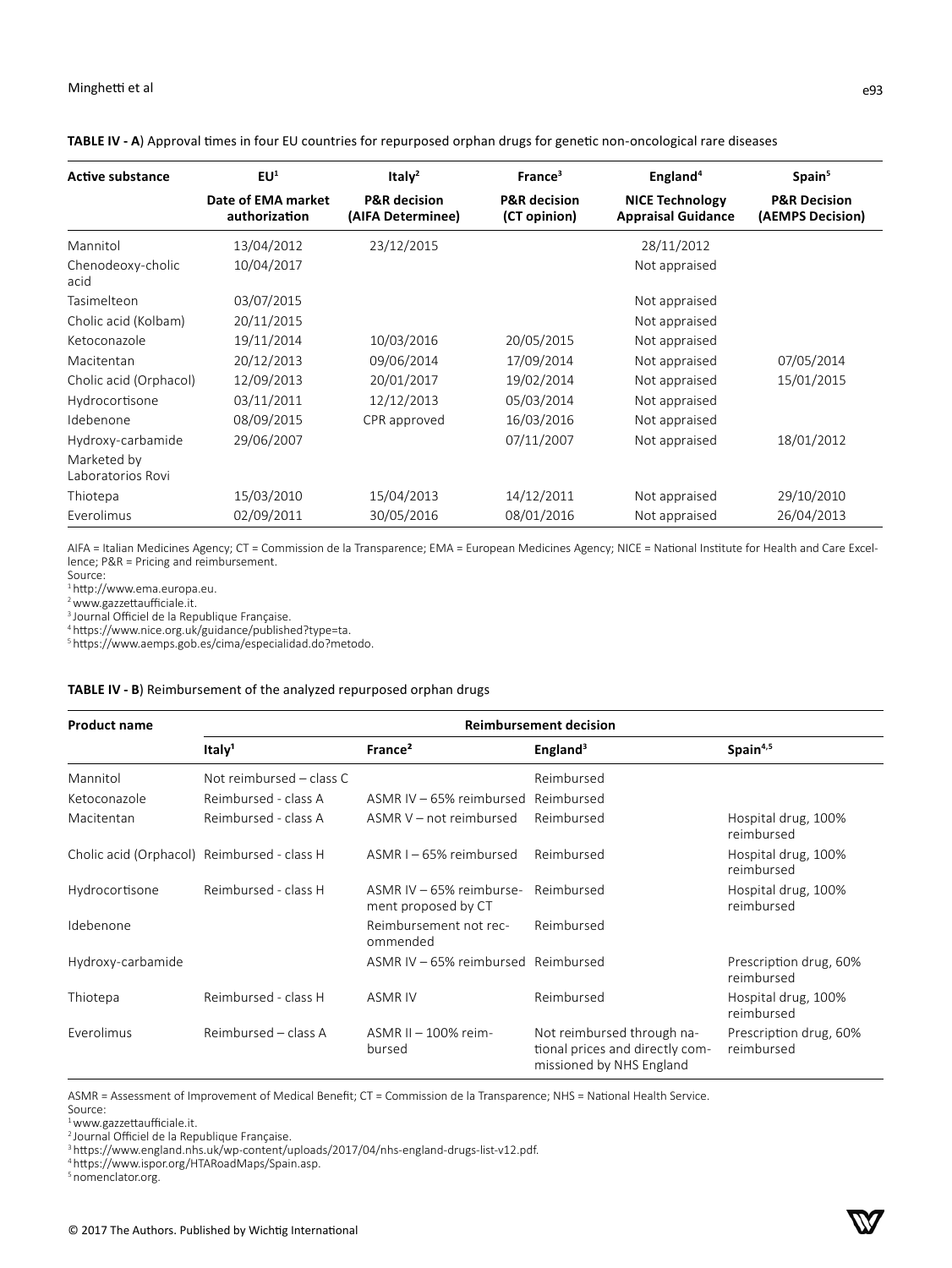**TABLE IV - A**) Approval times in four EU countries for repurposed orphan drugs for genetic non-oncological rare diseases

| Active substance | EU[1] | Italy[2] | France[3] | England[4] | Spain[5] |
|---|---|---|---|---|---|
| | **Date of EMA market authorization** | **P&R decision (AIFA Determinee)** | **P&R decision (CT opinion)** | **NICE Technology Appraisal Guidance** | **P&R Decision (AEMPS Decision)** |
| Mannitol | 13/04/2012 | 23/12/2015 | | 28/11/2012 | |
| Chenodeoxy-cholic acid | 10/04/2017 | | | Not appraised | |
| Tasimelteon | 03/07/2015 | | | Not appraised | |
| Cholic acid (Kolbam) | 20/11/2015 | | | Not appraised | |
| Ketoconazole | 19/11/2014 | 10/03/2016 | 20/05/2015 | Not appraised | |
| Macitentan | 20/12/2013 | 09/06/2014 | 17/09/2014 | Not appraised | 07/05/2014 |
| Cholic acid (Orphacol) | 12/09/2013 | 20/01/2017 | 19/02/2014 | Not appraised | 15/01/2015 |
| Hydrocortisone | 03/11/2011 | 12/12/2013 | 05/03/2014 | Not appraised | |
| Idebenone | 08/09/2015 | CPR approved | 16/03/2016 | Not appraised | |
| Hydroxy-carbamide | 29/06/2007 | | 07/11/2007 | Not appraised | 18/01/2012 |
| Marketed by Laboratorios Rovi | | | | | |
| Thiotepa | 15/03/2010 | 15/04/2013 | 14/12/2011 | Not appraised | 29/10/2010 |
| Everolimus | 02/09/2011 | 30/05/2016 | 08/01/2016 | Not appraised | 26/04/2013 |

AIFA = Italian Medicines Agency; CT = Commission de la Transparence; EMA = European Medicines Agency; NICE = National Institute for Health and Care Excellence; P&R = Pricing and reimbursement.
Source:
[1] http://www.ema.europa.eu.
[2] www.gazzettaufficiale.it.
[3] Journal Officiel de la Republique Française.
[4] https://www.nice.org.uk/guidance/published?type=ta.
[5] https://www.aemps.gob.es/cima/especialidad.do?metodo.

**TABLE IV - B**) Reimbursement of the analyzed repurposed orphan drugs

| Product name | Reimbursement decision | | | |
|---|---|---|---|---|
| | **Italy[1]** | **France[2]** | **England[3]** | **Spain[4,5]** |
| Mannitol | Not reimbursed – class C | | Reimbursed | |
| Ketoconazole | Reimbursed - class A | ASMR IV – 65% reimbursed | Reimbursed | |
| Macitentan | Reimbursed - class A | ASMR V – not reimbursed | Reimbursed | Hospital drug, 100% reimbursed |
| Cholic acid (Orphacol) | Reimbursed - class H | ASMR I – 65% reimbursed | Reimbursed | Hospital drug, 100% reimbursed |
| Hydrocortisone | Reimbursed - class H | ASMR IV – 65% reimbursement proposed by CT | Reimbursed | Hospital drug, 100% reimbursed |
| Idebenone | | Reimbursement not recommended | Reimbursed | |
| Hydroxy-carbamide | | ASMR IV – 65% reimbursed | Reimbursed | Prescription drug, 60% reimbursed |
| Thiotepa | Reimbursed - class H | ASMR IV | Reimbursed | Hospital drug, 100% reimbursed |
| Everolimus | Reimbursed – class A | ASMR II – 100% reimbursed | Not reimbursed through national prices and directly commissioned by NHS England | Prescription drug, 60% reimbursed |

ASMR = Assessment of Improvement of Medical Benefit; CT = Commission de la Transparence; NHS = National Health Service.
Source:
[1] www.gazzettaufficiale.it.
[2] Journal Officiel de la Republique Française.
[3] https://www.england.nhs.uk/wp-content/uploads/2017/04/nhs-england-drugs-list-v12.pdf.
[4] https://www.ispor.org/HTARoadMaps/Spain.asp.
[5] nomenclator.org.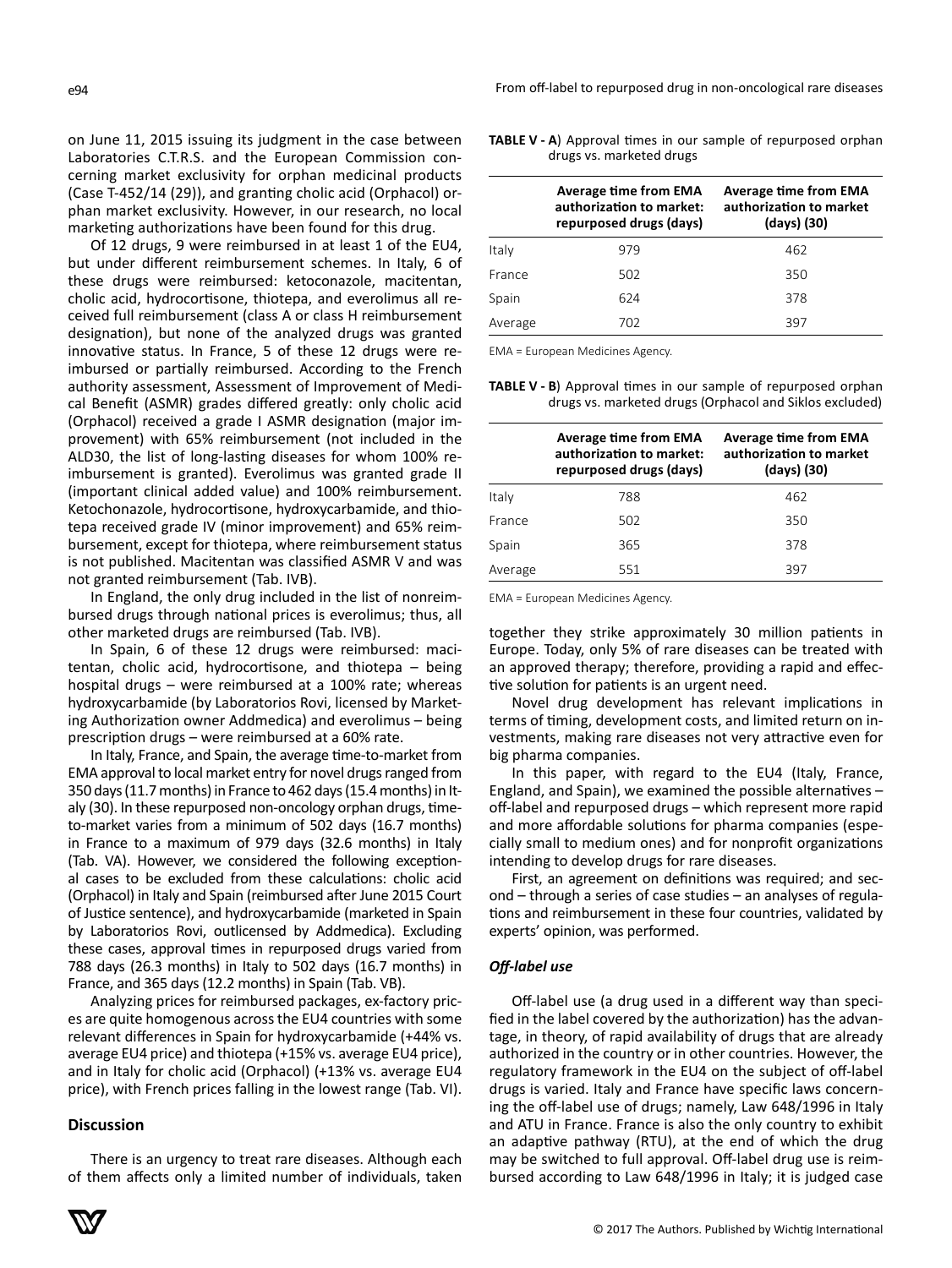on June 11, 2015 issuing its judgment in the case between Laboratories C.T.R.S. and the European Commission concerning market exclusivity for orphan medicinal products (Case T-452/14 (29)), and granting cholic acid (Orphacol) orphan market exclusivity. However, in our research, no local marketing authorizations have been found for this drug.

Of 12 drugs, 9 were reimbursed in at least 1 of the EU4, but under different reimbursement schemes. In Italy, 6 of these drugs were reimbursed: ketoconazole, macitentan, cholic acid, hydrocortisone, thiotepa, and everolimus all received full reimbursement (class A or class H reimbursement designation), but none of the analyzed drugs was granted innovative status. In France, 5 of these 12 drugs were reimbursed or partially reimbursed. According to the French authority assessment, Assessment of Improvement of Medical Benefit (ASMR) grades differed greatly: only cholic acid (Orphacol) received a grade I ASMR designation (major improvement) with 65% reimbursement (not included in the ALD30, the list of long-lasting diseases for whom 100% reimbursement is granted). Everolimus was granted grade II (important clinical added value) and 100% reimbursement. Ketochonazole, hydrocortisone, hydroxycarbamide, and thiotepa received grade IV (minor improvement) and 65% reimbursement, except for thiotepa, where reimbursement status is not published. Macitentan was classified ASMR V and was not granted reimbursement (Tab. IVB).

In England, the only drug included in the list of nonreimbursed drugs through national prices is everolimus; thus, all other marketed drugs are reimbursed (Tab. IVB).

In Spain, 6 of these 12 drugs were reimbursed: macitentan, cholic acid, hydrocortisone, and thiotepa – being hospital drugs – were reimbursed at a 100% rate; whereas hydroxycarbamide (by Laboratorios Rovi, licensed by Marketing Authorization owner Addmedica) and everolimus – being prescription drugs – were reimbursed at a 60% rate.

In Italy, France, and Spain, the average time-to-market from EMA approval to local market entry for novel drugs ranged from 350 days (11.7 months) in France to 462 days (15.4 months) in Italy (30). In these repurposed non-oncology orphan drugs, time-to-market varies from a minimum of 502 days (16.7 months) in France to a maximum of 979 days (32.6 months) in Italy (Tab. VA). However, we considered the following exceptional cases to be excluded from these calculations: cholic acid (Orphacol) in Italy and Spain (reimbursed after June 2015 Court of Justice sentence), and hydroxycarbamide (marketed in Spain by Laboratorios Rovi, outlicensed by Addmedica). Excluding these cases, approval times in repurposed drugs varied from 788 days (26.3 months) in Italy to 502 days (16.7 months) in France, and 365 days (12.2 months) in Spain (Tab. VB).

Analyzing prices for reimbursed packages, ex-factory prices are quite homogenous across the EU4 countries with some relevant differences in Spain for hydroxycarbamide (+44% vs. average EU4 price) and thiotepa (+15% vs. average EU4 price), and in Italy for cholic acid (Orphacol) (+13% vs. average EU4 price), with French prices falling in the lowest range (Tab. VI).

**TABLE V - A**) Approval times in our sample of repurposed orphan drugs vs. marketed drugs

| | Average time from EMA authorization to market: repurposed drugs (days) | Average time from EMA authorization to market (days) (30) |
|---|---|---|
| Italy | 979 | 462 |
| France | 502 | 350 |
| Spain | 624 | 378 |
| Average | 702 | 397 |

EMA = European Medicines Agency.

**TABLE V - B**) Approval times in our sample of repurposed orphan drugs vs. marketed drugs (Orphacol and Siklos excluded)

| | Average time from EMA authorization to market: repurposed drugs (days) | Average time from EMA authorization to market (days) (30) |
|---|---|---|
| Italy | 788 | 462 |
| France | 502 | 350 |
| Spain | 365 | 378 |
| Average | 551 | 397 |

EMA = European Medicines Agency.

## Discussion

There is an urgency to treat rare diseases. Although each of them affects only a limited number of individuals, taken together they strike approximately 30 million patients in Europe. Today, only 5% of rare diseases can be treated with an approved therapy; therefore, providing a rapid and effective solution for patients is an urgent need.

Novel drug development has relevant implications in terms of timing, development costs, and limited return on investments, making rare diseases not very attractive even for big pharma companies.

In this paper, with regard to the EU4 (Italy, France, England, and Spain), we examined the possible alternatives – off-label and repurposed drugs – which represent more rapid and more affordable solutions for pharma companies (especially small to medium ones) and for nonprofit organizations intending to develop drugs for rare diseases.

First, an agreement on definitions was required; and second – through a series of case studies – an analyses of regulations and reimbursement in these four countries, validated by experts' opinion, was performed.

### *Off-label use*

Off-label use (a drug used in a different way than specified in the label covered by the authorization) has the advantage, in theory, of rapid availability of drugs that are already authorized in the country or in other countries. However, the regulatory framework in the EU4 on the subject of off-label drugs is varied. Italy and France have specific laws concerning the off-label use of drugs; namely, Law 648/1996 in Italy and ATU in France. France is also the only country to exhibit an adaptive pathway (RTU), at the end of which the drug may be switched to full approval. Off-label drug use is reimbursed according to Law 648/1996 in Italy; it is judged case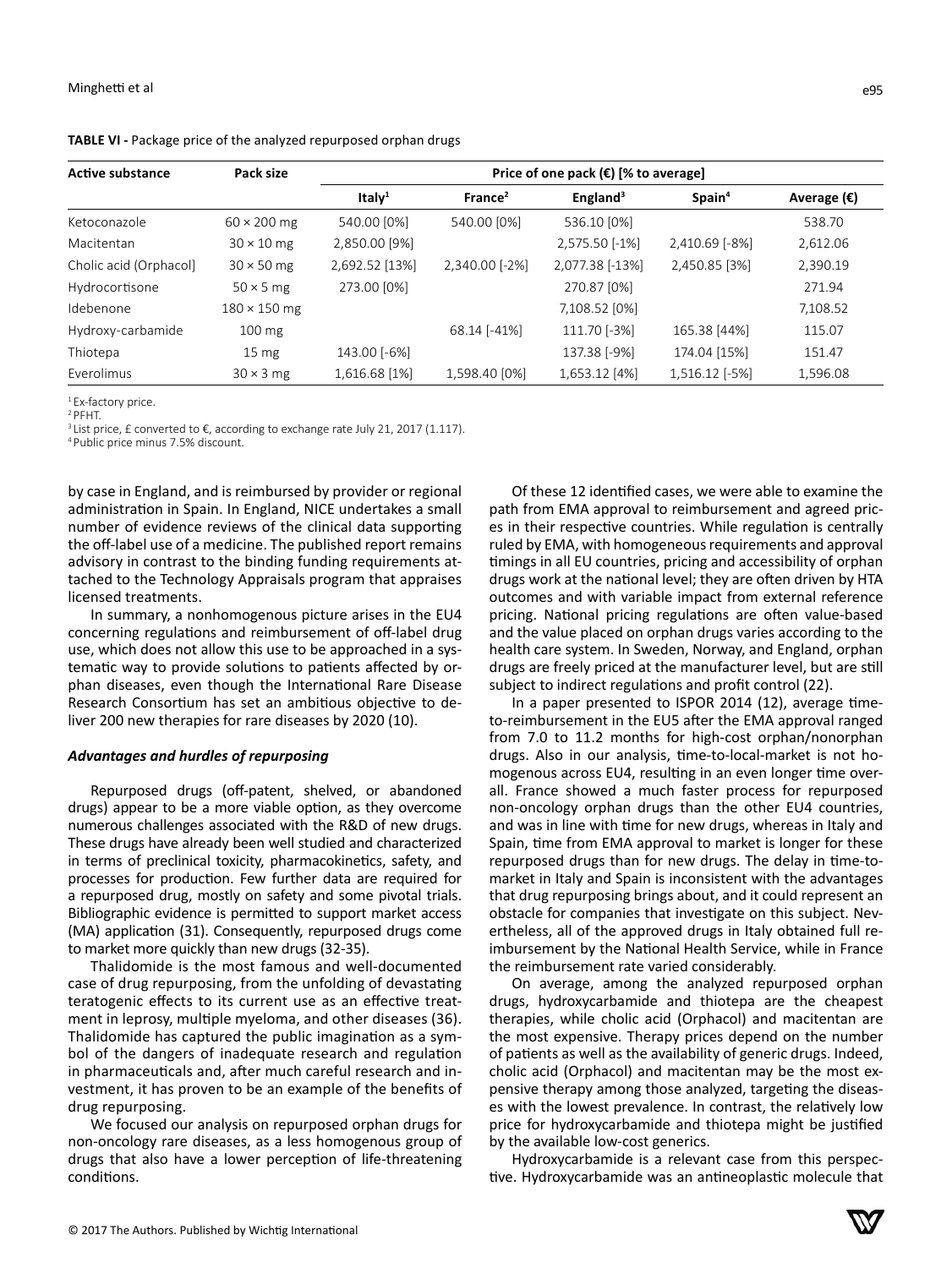**TABLE VI** - Package price of the analyzed repurposed orphan drugs

| Active substance | Pack size | Price of one pack (€) [% to average] | | | | |
|---|---|---|---|---|---|---|
| | | Italy[1] | France[2] | England[3] | Spain[4] | Average (€) |
| Ketoconazole | 60 × 200 mg | 540.00 [0%] | 540.00 [0%] | 536.10 [0%] | | 538.70 |
| Macitentan | 30 × 10 mg | 2,850.00 [9%] | | 2,575.50 [-1%] | 2,410.69 [-8%] | 2,612.06 |
| Cholic acid (Orphacol) | 30 × 50 mg | 2,692.52 [13%] | 2,340.00 [-2%] | 2,077.38 [-13%] | 2,450.85 [3%] | 2,390.19 |
| Hydrocortisone | 50 × 5 mg | 273.00 [0%] | | 270.87 [0%] | | 271.94 |
| Idebenone | 180 × 150 mg | | | 7,108.52 [0%] | | 7,108.52 |
| Hydroxy-carbamide | 100 mg | | 68.14 [-41%] | 111.70 [-3%] | 165.38 [44%] | 115.07 |
| Thiotepa | 15 mg | 143.00 [-6%] | | 137.38 [-9%] | 174.04 [15%] | 151.47 |
| Everolimus | 30 × 3 mg | 1,616.68 [1%] | 1,598.40 [0%] | 1,653.12 [4%] | 1,516.12 [-5%] | 1,596.08 |

[1] Ex-factory price.
[2] PFHT.
[3] List price, £ converted to €, according to exchange rate July 21, 2017 (1.117).
[4] Public price minus 7.5% discount.

by case in England, and is reimbursed by provider or regional administration in Spain. In England, NICE undertakes a small number of evidence reviews of the clinical data supporting the off-label use of a medicine. The published report remains advisory in contrast to the binding funding requirements attached to the Technology Appraisals program that appraises licensed treatments.

In summary, a nonhomogenous picture arises in the EU4 concerning regulations and reimbursement of off-label drug use, which does not allow this use to be approached in a systematic way to provide solutions to patients affected by orphan diseases, even though the International Rare Disease Research Consortium has set an ambitious objective to deliver 200 new therapies for rare diseases by 2020 (10).

### *Advantages and hurdles of repurposing*

Repurposed drugs (off-patent, shelved, or abandoned drugs) appear to be a more viable option, as they overcome numerous challenges associated with the R&D of new drugs. These drugs have already been well studied and characterized in terms of preclinical toxicity, pharmacokinetics, safety, and processes for production. Few further data are required for a repurposed drug, mostly on safety and some pivotal trials. Bibliographic evidence is permitted to support market access (MA) application (31). Consequently, repurposed drugs come to market more quickly than new drugs (32-35).

Thalidomide is the most famous and well-documented case of drug repurposing, from the unfolding of devastating teratogenic effects to its current use as an effective treatment in leprosy, multiple myeloma, and other diseases (36). Thalidomide has captured the public imagination as a symbol of the dangers of inadequate research and regulation in pharmaceuticals and, after much careful research and investment, it has proven to be an example of the benefits of drug repurposing.

We focused our analysis on repurposed orphan drugs for non-oncology rare diseases, as a less homogenous group of drugs that also have a lower perception of life-threatening conditions.

Of these 12 identified cases, we were able to examine the path from EMA approval to reimbursement and agreed prices in their respective countries. While regulation is centrally ruled by EMA, with homogeneous requirements and approval timings in all EU countries, pricing and accessibility of orphan drugs work at the national level; they are often driven by HTA outcomes and with variable impact from external reference pricing. National pricing regulations are often value-based and the value placed on orphan drugs varies according to the health care system. In Sweden, Norway, and England, orphan drugs are freely priced at the manufacturer level, but are still subject to indirect regulations and profit control (22).

In a paper presented to ISPOR 2014 (12), average time-to-reimbursement in the EU5 after the EMA approval ranged from 7.0 to 11.2 months for high-cost orphan/nonorphan drugs. Also in our analysis, time-to-local-market is not homogenous across EU4, resulting in an even longer time overall. France showed a much faster process for repurposed non-oncology orphan drugs than the other EU4 countries, and was in line with time for new drugs, whereas in Italy and Spain, time from EMA approval to market is longer for these repurposed drugs than for new drugs. The delay in time-to-market in Italy and Spain is inconsistent with the advantages that drug repurposing brings about, and it could represent an obstacle for companies that investigate on this subject. Nevertheless, all of the approved drugs in Italy obtained full reimbursement by the National Health Service, while in France the reimbursement rate varied considerably.

On average, among the analyzed repurposed orphan drugs, hydroxycarbamide and thiotepa are the cheapest therapies, while cholic acid (Orphacol) and macitentan are the most expensive. Therapy prices depend on the number of patients as well as the availability of generic drugs. Indeed, cholic acid (Orphacol) and macitentan may be the most expensive therapy among those analyzed, targeting the diseases with the lowest prevalence. In contrast, the relatively low price for hydroxycarbamide and thiotepa might be justified by the available low-cost generics.

Hydroxycarbamide is a relevant case from this perspective. Hydroxycarbamide was an antineoplastic molecule that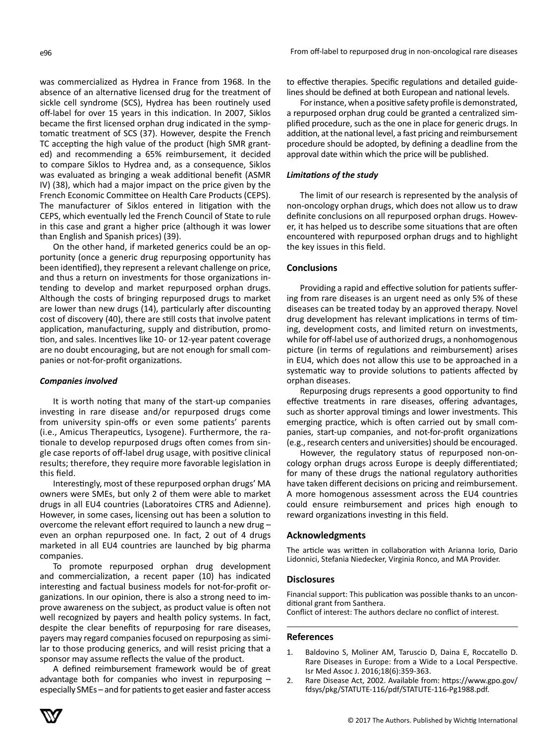was commercialized as Hydrea in France from 1968. In the absence of an alternative licensed drug for the treatment of sickle cell syndrome (SCS), Hydrea has been routinely used off-label for over 15 years in this indication. In 2007, Siklos became the first licensed orphan drug indicated in the symptomatic treatment of SCS (37). However, despite the French TC accepting the high value of the product (high SMR granted) and recommending a 65% reimbursement, it decided to compare Siklos to Hydrea and, as a consequence, Siklos was evaluated as bringing a weak additional benefit (ASMR IV) (38), which had a major impact on the price given by the French Economic Committee on Health Care Products (CEPS). The manufacturer of Siklos entered in litigation with the CEPS, which eventually led the French Council of State to rule in this case and grant a higher price (although it was lower than English and Spanish prices) (39).

On the other hand, if marketed generics could be an opportunity (once a generic drug repurposing opportunity has been identified), they represent a relevant challenge on price, and thus a return on investments for those organizations intending to develop and market repurposed orphan drugs. Although the costs of bringing repurposed drugs to market are lower than new drugs (14), particularly after discounting cost of discovery (40), there are still costs that involve patent application, manufacturing, supply and distribution, promotion, and sales. Incentives like 10- or 12-year patent coverage are no doubt encouraging, but are not enough for small companies or not-for-profit organizations.

### *Companies involved*

It is worth noting that many of the start-up companies investing in rare disease and/or repurposed drugs come from university spin-offs or even some patients' parents (i.e., Amicus Therapeutics, Lysogene). Furthermore, the rationale to develop repurposed drugs often comes from single case reports of off-label drug usage, with positive clinical results; therefore, they require more favorable legislation in this field.

Interestingly, most of these repurposed orphan drugs' MA owners were SMEs, but only 2 of them were able to market drugs in all EU4 countries (Laboratoires CTRS and Adienne). However, in some cases, licensing out has been a solution to overcome the relevant effort required to launch a new drug – even an orphan repurposed one. In fact, 2 out of 4 drugs marketed in all EU4 countries are launched by big pharma companies.

To promote repurposed orphan drug development and commercialization, a recent paper (10) has indicated interesting and factual business models for not-for-profit organizations. In our opinion, there is also a strong need to improve awareness on the subject, as product value is often not well recognized by payers and health policy systems. In fact, despite the clear benefits of repurposing for rare diseases, payers may regard companies focused on repurposing as similar to those producing generics, and will resist pricing that a sponsor may assume reflects the value of the product.

A defined reimbursement framework would be of great advantage both for companies who invest in repurposing – especially SMEs – and for patients to get easier and faster access to effective therapies. Specific regulations and detailed guidelines should be defined at both European and national levels.

For instance, when a positive safety profile is demonstrated, a repurposed orphan drug could be granted a centralized simplified procedure, such as the one in place for generic drugs. In addition, at the national level, a fast pricing and reimbursement procedure should be adopted, by defining a deadline from the approval date within which the price will be published.

### *Limitations of the study*

The limit of our research is represented by the analysis of non-oncology orphan drugs, which does not allow us to draw definite conclusions on all repurposed orphan drugs. However, it has helped us to describe some situations that are often encountered with repurposed orphan drugs and to highlight the key issues in this field.

## Conclusions

Providing a rapid and effective solution for patients suffering from rare diseases is an urgent need as only 5% of these diseases can be treated today by an approved therapy. Novel drug development has relevant implications in terms of timing, development costs, and limited return on investments, while for off-label use of authorized drugs, a nonhomogenous picture (in terms of regulations and reimbursement) arises in EU4, which does not allow this use to be approached in a systematic way to provide solutions to patients affected by orphan diseases.

Repurposing drugs represents a good opportunity to find effective treatments in rare diseases, offering advantages, such as shorter approval timings and lower investments. This emerging practice, which is often carried out by small companies, start-up companies, and not-for-profit organizations (e.g., research centers and universities) should be encouraged.

However, the regulatory status of repurposed non-oncology orphan drugs across Europe is deeply differentiated; for many of these drugs the national regulatory authorities have taken different decisions on pricing and reimbursement. A more homogenous assessment across the EU4 countries could ensure reimbursement and prices high enough to reward organizations investing in this field.

## Acknowledgments

The article was written in collaboration with Arianna Iorio, Dario Lidonnici, Stefania Niedecker, Virginia Ronco, and MA Provider.

## Disclosures

Financial support: This publication was possible thanks to an unconditional grant from Santhera.
Conflict of interest: The authors declare no conflict of interest.

## References

1. Baldovino S, Moliner AM, Taruscio D, Daina E, Roccatello D. Rare Diseases in Europe: from a Wide to a Local Perspective. Isr Med Assoc J. 2016;18(6):359-363.
2. Rare Disease Act, 2002. Available from: https://www.gpo.gov/fdsys/pkg/STATUTE-116/pdf/STATUTE-116-Pg1988.pdf.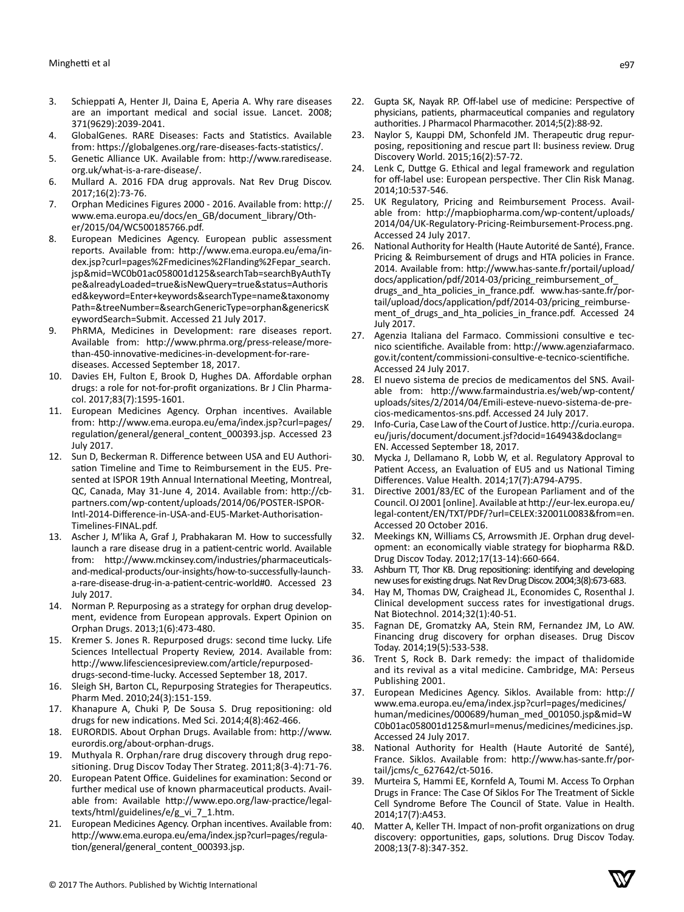3. Schieppati A, Henter JI, Daina E, Aperia A. Why rare diseases are an important medical and social issue. Lancet. 2008; 371(9629):2039-2041.
4. GlobalGenes. RARE Diseases: Facts and Statistics. Available from: https://globalgenes.org/rare-diseases-facts-statistics/.
5. Genetic Alliance UK. Available from: http://www.raredisease.org.uk/what-is-a-rare-disease/.
6. Mullard A. 2016 FDA drug approvals. Nat Rev Drug Discov. 2017;16(2):73-76.
7. Orphan Medicines Figures 2000 - 2016. Available from: http://www.ema.europa.eu/docs/en_GB/document_library/Other/2015/04/WC500185766.pdf.
8. European Medicines Agency. European public assessment reports. Available from: http://www.ema.europa.eu/ema/index.jsp?curl=pages%2Fmedicines%2Flanding%2Fepar_search.jsp&mid=WC0b01ac058001d125&searchTab=searchByAuthType&alreadyLoaded=true&isNewQuery=true&status=Authorised&keyword=Enter+keywords&searchType=name&taxonomyPath=&treeNumber=&searchGenericType=orphan&genericsKeywordSearch=Submit. Accessed 21 July 2017.
9. PhRMA, Medicines in Development: rare diseases report. Available from: http://www.phrma.org/press-release/more-than-450-innovative-medicines-in-development-for-rare-diseases. Accessed September 18, 2017.
10. Davies EH, Fulton E, Brook D, Hughes DA. Affordable orphan drugs: a role for not-for-profit organizations. Br J Clin Pharmacol. 2017;83(7):1595-1601.
11. European Medicines Agency. Orphan incentives. Available from: http://www.ema.europa.eu/ema/index.jsp?curl=pages/regulation/general/general_content_000393.jsp. Accessed 23 July 2017.
12. Sun D, Beckerman R. Difference between USA and EU Authorisation Timeline and Time to Reimbursement in the EU5. Presented at ISPOR 19th Annual International Meeting, Montreal, QC, Canada, May 31-June 4, 2014. Available from: http://cbpartners.com/wp-content/uploads/2014/06/POSTER-ISPOR-Intl-2014-Difference-in-USA-and-EU5-Market-Authorisation-Timelines-FINAL.pdf.
13. Ascher J, M'lika A, Graf J, Prabhakaran M. How to successfully launch a rare disease drug in a patient-centric world. Available from: http://www.mckinsey.com/industries/pharmaceuticals-and-medical-products/our-insights/how-to-successfully-launch-a-rare-disease-drug-in-a-patient-centric-world#0. Accessed 23 July 2017.
14. Norman P. Repurposing as a strategy for orphan drug development, evidence from European approvals. Expert Opinion on Orphan Drugs. 2013;1(6):473-480.
15. Kremer S. Jones R. Repurposed drugs: second time lucky. Life Sciences Intellectual Property Review, 2014. Available from: http://www.lifesciencesipreview.com/article/repurposed-drugs-second-time-lucky. Accessed September 18, 2017.
16. Sleigh SH, Barton CL, Repurposing Strategies for Therapeutics. Pharm Med. 2010;24(3):151-159.
17. Khanapure A, Chuki P, De Sousa S. Drug repositioning: old drugs for new indications. Med Sci. 2014;4(8):462-466.
18. EURORDIS. About Orphan Drugs. Available from: http://www.eurordis.org/about-orphan-drugs.
19. Muthyala R. Orphan/rare drug discovery through drug repositioning. Drug Discov Today Ther Strateg. 2011;8(3-4):71-76.
20. European Patent Office. Guidelines for examination: Second or further medical use of known pharmaceutical products. Available from: Available http://www.epo.org/law-practice/legal-texts/html/guidelines/e/g_vi_7_1.htm.
21. European Medicines Agency. Orphan incentives. Available from: http://www.ema.europa.eu/ema/index.jsp?curl=pages/regulation/general/general_content_000393.jsp.
22. Gupta SK, Nayak RP. Off-label use of medicine: Perspective of physicians, patients, pharmaceutical companies and regulatory authorities. J Pharmacol Pharmacother. 2014;5(2):88-92.
23. Naylor S, Kauppi DM, Schonfeld JM. Therapeutic drug repurposing, repositioning and rescue part II: business review. Drug Discovery World. 2015;16(2):57-72.
24. Lenk C, Duttge G. Ethical and legal framework and regulation for off-label use: European perspective. Ther Clin Risk Manag. 2014;10:537-546.
25. UK Regulatory, Pricing and Reimbursement Process. Available from: http://mapbiopharma.com/wp-content/uploads/2014/04/UK-Regulatory-Pricing-Reimbursement-Process.png. Accessed 24 July 2017.
26. National Authority for Health (Haute Autorité de Santé), France. Pricing & Reimbursement of drugs and HTA policies in France. 2014. Available from: http://www.has-sante.fr/portail/upload/docs/application/pdf/2014-03/pricing_reimbursement_of_drugs_and_hta_policies_in_france.pdf. www.has-sante.fr/portail/upload/docs/application/pdf/2014-03/pricing_reimbursement_of_drugs_and_hta_policies_in_france.pdf. Accessed 24 July 2017.
27. Agenzia Italiana del Farmaco. Commissioni consultive e tecnico scientifiche. Available from: http://www.agenziafarmaco.gov.it/content/commissioni-consultive-e-tecnico-scientifiche. Accessed 24 July 2017.
28. El nuevo sistema de precios de medicamentos del SNS. Available from: http://www.farmaindustria.es/web/wp-content/uploads/sites/2/2014/04/Emili-esteve-nuevo-sistema-de-precios-medicamentos-sns.pdf. Accessed 24 July 2017.
29. Info-Curia, Case Law of the Court of Justice. http://curia.europa.eu/juris/document/document.jsf?docid=164943&doclang=EN. Accessed September 18, 2017.
30. Mycka J, Dellamano R, Lobb W, et al. Regulatory Approval to Patient Access, an Evaluation of EU5 and us National Timing Differences. Value Health. 2014;17(7):A794-A795.
31. Directive 2001/83/EC of the European Parliament and of the Council. OJ 2001 [online]. Available at http://eur-lex.europa.eu/legal-content/EN/TXT/PDF/?url=CELEX:32001L0083&from=en. Accessed 20 October 2016.
32. Meekings KN, Williams CS, Arrowsmith JE. Orphan drug development: an economically viable strategy for biopharma R&D. Drug Discov Today. 2012;17(13-14):660-664.
33. Ashburn TT, Thor KB. Drug repositioning: identifying and developing new uses for existing drugs. Nat Rev Drug Discov. 2004;3(8):673-683.
34. Hay M, Thomas DW, Craighead JL, Economides C, Rosenthal J. Clinical development success rates for investigational drugs. Nat Biotechnol. 2014;32(1):40-51.
35. Fagnan DE, Gromatzky AA, Stein RM, Fernandez JM, Lo AW. Financing drug discovery for orphan diseases. Drug Discov Today. 2014;19(5):533-538.
36. Trent S, Rock B. Dark remedy: the impact of thalidomide and its revival as a vital medicine. Cambridge, MA: Perseus Publishing 2001.
37. European Medicines Agency. Siklos. Available from: http://www.ema.europa.eu/ema/index.jsp?curl=pages/medicines/human/medicines/000689/human_med_001050.jsp&mid=WC0b01ac058001d125&murl=menus/medicines/medicines.jsp. Accessed 24 July 2017.
38. National Authority for Health (Haute Autorité de Santé), France. Siklos. Available from: http://www.has-sante.fr/portail/jcms/c_627642/ct-5016.
39. Murteira S, Hammi EE, Kornfeld A, Toumi M. Access To Orphan Drugs in France: The Case Of Siklos For The Treatment of Sickle Cell Syndrome Before The Council of State. Value in Health. 2014;17(7):A453.
40. Matter A, Keller TH. Impact of non-profit organizations on drug discovery: opportunities, gaps, solutions. Drug Discov Today. 2008;13(7-8):347-352.

© 2017 The Authors. Published by Wichtig International